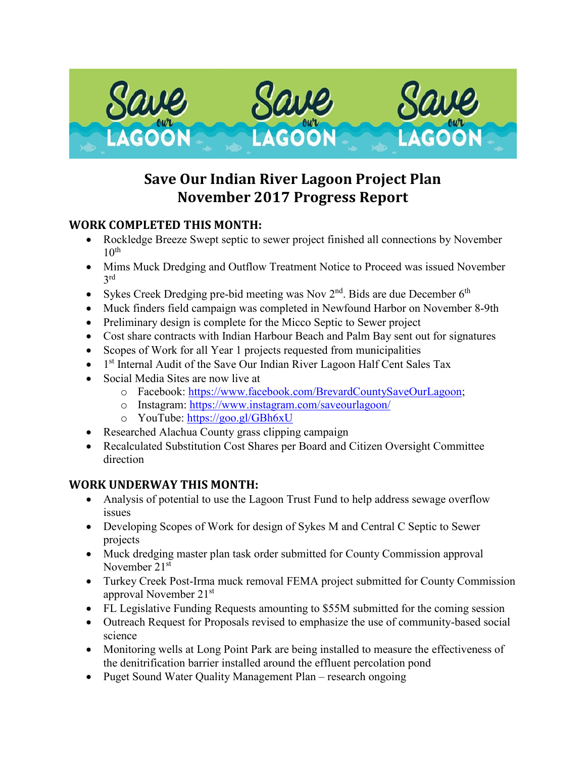# Save Our Indian River Lagoon Project Plan
# November 2017 Progress Report

## WORK COMPLETED THIS MONTH:

- Rockledge Breeze Swept septic to sewer project finished all connections by November 10th
- Mims Muck Dredging and Outflow Treatment Notice to Proceed was issued November 3rd
- Sykes Creek Dredging pre-bid meeting was Nov 2nd. Bids are due December 6th
- Muck finders field campaign was completed in Newfound Harbor on November 8-9th
- Preliminary design is complete for the Micco Septic to Sewer project
- Cost share contracts with Indian Harbour Beach and Palm Bay sent out for signatures
- Scopes of Work for all Year 1 projects requested from municipalities
- 1st Internal Audit of the Save Our Indian River Lagoon Half Cent Sales Tax
- Social Media Sites are now live at
  - Facebook: https://www.facebook.com/BrevardCountySaveOurLagoon;
  - Instagram: https://www.instagram.com/saveourlagoon/
  - YouTube: https://goo.gl/GBh6xU
- Researched Alachua County grass clipping campaign
- Recalculated Substitution Cost Shares per Board and Citizen Oversight Committee direction

## WORK UNDERWAY THIS MONTH:

- Analysis of potential to use the Lagoon Trust Fund to help address sewage overflow issues
- Developing Scopes of Work for design of Sykes M and Central C Septic to Sewer projects
- Muck dredging master plan task order submitted for County Commission approval November 21st
- Turkey Creek Post-Irma muck removal FEMA project submitted for County Commission approval November 21st
- FL Legislative Funding Requests amounting to $55M submitted for the coming session
- Outreach Request for Proposals revised to emphasize the use of community-based social science
- Monitoring wells at Long Point Park are being installed to measure the effectiveness of the denitrification barrier installed around the effluent percolation pond
- Puget Sound Water Quality Management Plan – research ongoing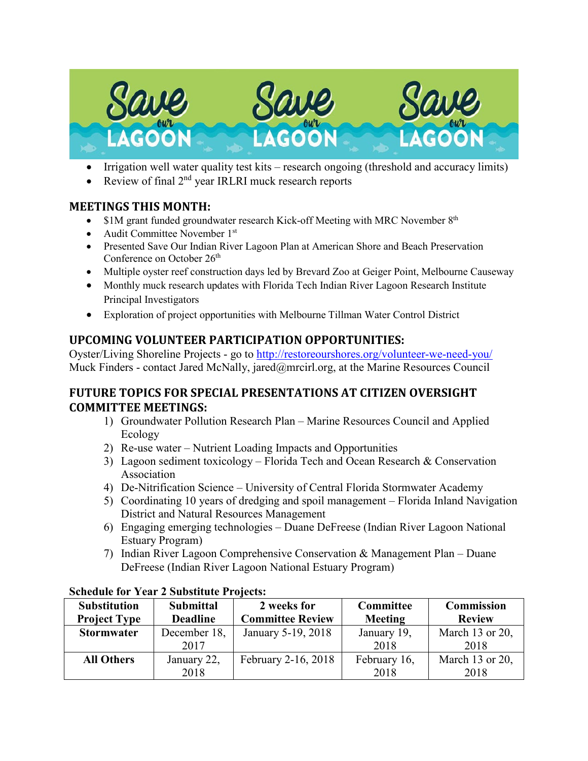- Irrigation well water quality test kits – research ongoing (threshold and accuracy limits)
- Review of final 2nd year IRLRI muck research reports

## MEETINGS THIS MONTH:

- $1M grant funded groundwater research Kick-off Meeting with MRC November 8th
- Audit Committee November 1st
- Presented Save Our Indian River Lagoon Plan at American Shore and Beach Preservation Conference on October 26th
- Multiple oyster reef construction days led by Brevard Zoo at Geiger Point, Melbourne Causeway
- Monthly muck research updates with Florida Tech Indian River Lagoon Research Institute Principal Investigators
- Exploration of project opportunities with Melbourne Tillman Water Control District

## UPCOMING VOLUNTEER PARTICIPATION OPPORTUNITIES:

Oyster/Living Shoreline Projects - go to http://restoreourshores.org/volunteer-we-need-you/
Muck Finders - contact Jared McNally, jared@mrcirl.org, at the Marine Resources Council

## FUTURE TOPICS FOR SPECIAL PRESENTATIONS AT CITIZEN OVERSIGHT COMMITTEE MEETINGS:

1) Groundwater Pollution Research Plan – Marine Resources Council and Applied Ecology
2) Re-use water – Nutrient Loading Impacts and Opportunities
3) Lagoon sediment toxicology – Florida Tech and Ocean Research & Conservation Association
4) De-Nitrification Science – University of Central Florida Stormwater Academy
5) Coordinating 10 years of dredging and spoil management – Florida Inland Navigation District and Natural Resources Management
6) Engaging emerging technologies – Duane DeFreese (Indian River Lagoon National Estuary Program)
7) Indian River Lagoon Comprehensive Conservation & Management Plan – Duane DeFreese (Indian River Lagoon National Estuary Program)

**Schedule for Year 2 Substitute Projects:**

| Substitution Project Type | Submittal Deadline | 2 weeks for Committee Review | Committee Meeting | Commission Review |
|---|---|---|---|---|
| **Stormwater** | December 18, 2017 | January 5-19, 2018 | January 19, 2018 | March 13 or 20, 2018 |
| **All Others** | January 22, 2018 | February 2-16, 2018 | February 16, 2018 | March 13 or 20, 2018 |